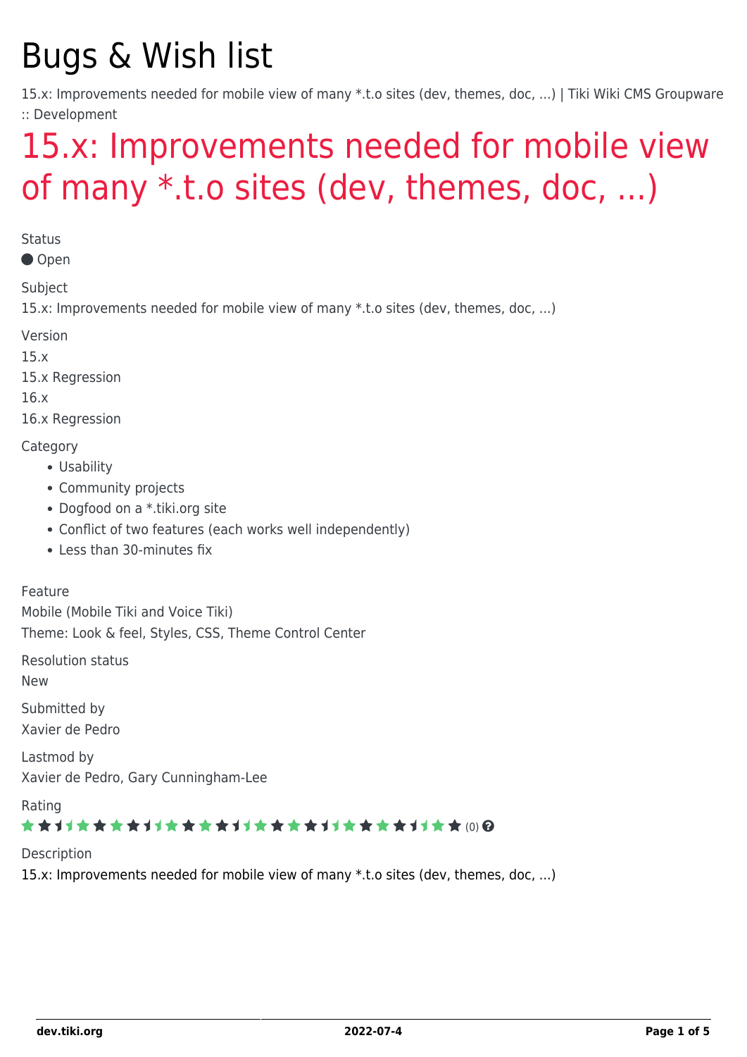# Bugs & Wish list

15.x: Improvements needed for mobile view of many *.t.o sites (dev, themes, doc, ...) | Tiki Wiki CMS Groupware :: Development

## 15.x: Improvements needed for mobile view of many *.t.o sites (dev, themes, doc, ...)

Status

Open

Subject

15.x: Improvements needed for mobile view of many *.t.o sites (dev, themes, doc, ...)

Version

15.x

15.x Regression

16.x

16.x Regression

Category

- Usability
- Community projects
- Dogfood on a *.tiki.org site
- Conflict of two features (each works well independently)
- Less than 30-minutes fix

Feature

Mobile (Mobile Tiki and Voice Tiki)

Theme: Look & feel, Styles, CSS, Theme Control Center

Resolution status

New

Submitted by

Xavier de Pedro

Lastmod by

Xavier de Pedro, Gary Cunningham-Lee

Rating

(0)

Description

15.x: Improvements needed for mobile view of many *.t.o sites (dev, themes, doc, ...)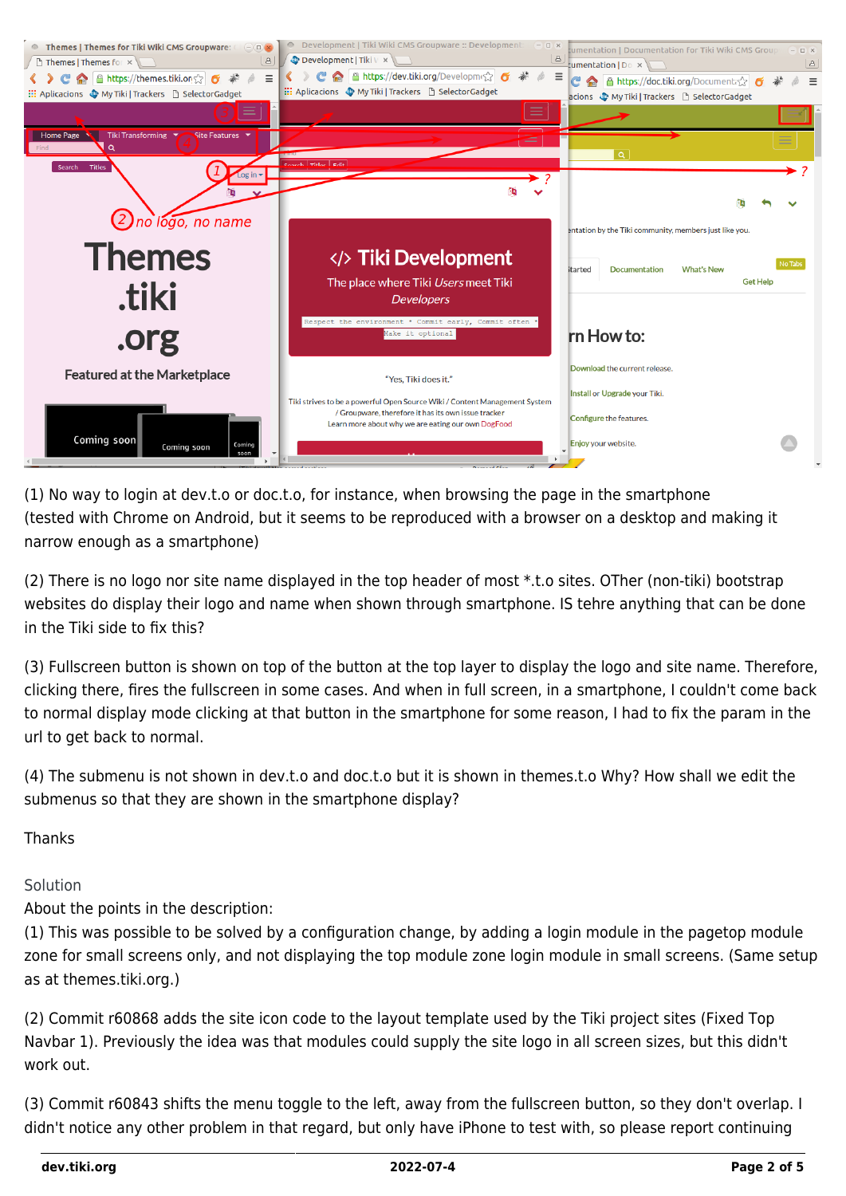(1) No way to login at dev.t.o or doc.t.o, for instance, when browsing the page in the smartphone (tested with Chrome on Android, but it seems to be reproduced with a browser on a desktop and making it narrow enough as a smartphone)

(2) There is no logo nor site name displayed in the top header of most *.t.o sites. OTher (non-tiki) bootstrap websites do display their logo and name when shown through smartphone. IS tehre anything that can be done in the Tiki side to fix this?

(3) Fullscreen button is shown on top of the button at the top layer to display the logo and site name. Therefore, clicking there, fires the fullscreen in some cases. And when in full screen, in a smartphone, I couldn't come back to normal display mode clicking at that button in the smartphone for some reason, I had to fix the param in the url to get back to normal.

(4) The submenu is not shown in dev.t.o and doc.t.o but it is shown in themes.t.o Why? How shall we edit the submenus so that they are shown in the smartphone display?

Thanks

## Solution

About the points in the description:

(1) This was possible to be solved by a configuration change, by adding a login module in the pagetop module zone for small screens only, and not displaying the top module zone login module in small screens. (Same setup as at themes.tiki.org.)

(2) Commit r60868 adds the site icon code to the layout template used by the Tiki project sites (Fixed Top Navbar 1). Previously the idea was that modules could supply the site logo in all screen sizes, but this didn't work out.

(3) Commit r60843 shifts the menu toggle to the left, away from the fullscreen button, so they don't overlap. I didn't notice any other problem in that regard, but only have iPhone to test with, so please report continuing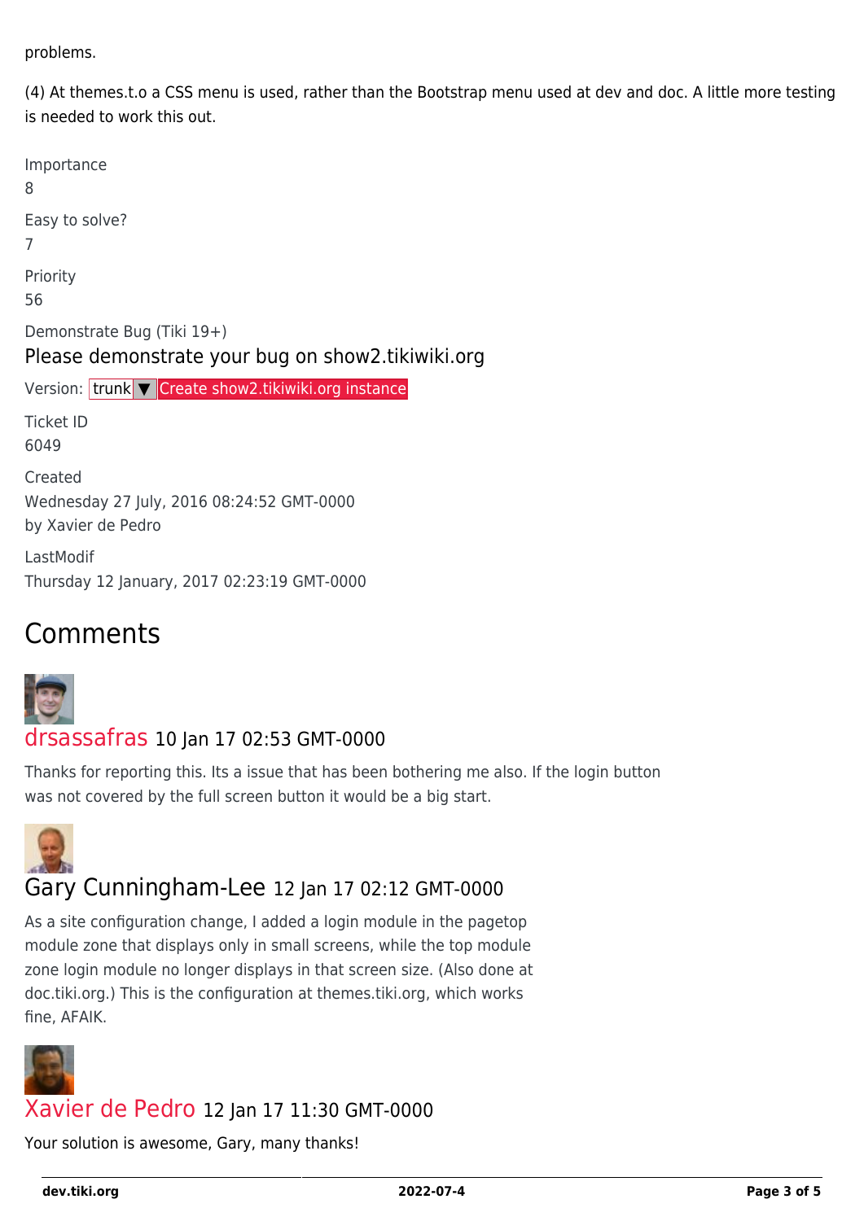problems.

(4) At themes.t.o a CSS menu is used, rather than the Bootstrap menu used at dev and doc. A little more testing is needed to work this out.

Importance
8

Easy to solve?
7

Priority
56

Demonstrate Bug (Tiki 19+)

Please demonstrate your bug on show2.tikiwiki.org

Version: trunk ▼ Create show2.tikiwiki.org instance

Ticket ID
6049

Created
Wednesday 27 July, 2016 08:24:52 GMT-0000
by Xavier de Pedro

LastModif
Thursday 12 January, 2017 02:23:19 GMT-0000

## Comments

### drsassafras 10 Jan 17 02:53 GMT-0000

Thanks for reporting this. Its a issue that has been bothering me also. If the login button was not covered by the full screen button it would be a big start.

### Gary Cunningham-Lee 12 Jan 17 02:12 GMT-0000

As a site configuration change, I added a login module in the pagetop module zone that displays only in small screens, while the top module zone login module no longer displays in that screen size. (Also done at doc.tiki.org.) This is the configuration at themes.tiki.org, which works fine, AFAIK.

### Xavier de Pedro 12 Jan 17 11:30 GMT-0000

Your solution is awesome, Gary, many thanks!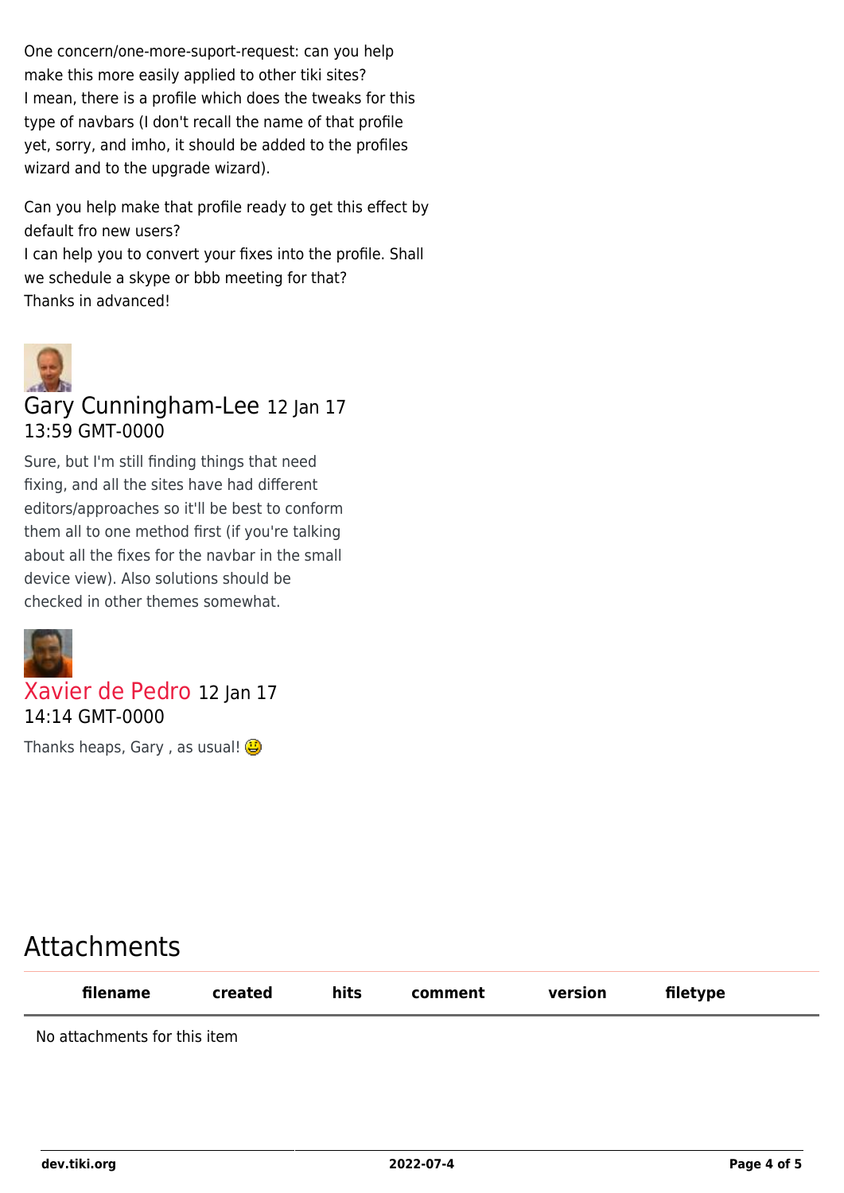One concern/one-more-suport-request: can you help make this more easily applied to other tiki sites?
I mean, there is a profile which does the tweaks for this type of navbars (I don't recall the name of that profile yet, sorry, and imho, it should be added to the profiles wizard and to the upgrade wizard).

Can you help make that profile ready to get this effect by default fro new users?
I can help you to convert your fixes into the profile. Shall we schedule a skype or bbb meeting for that?
Thanks in advanced!

### Gary Cunningham-Lee 12 Jan 17 13:59 GMT-0000

Sure, but I'm still finding things that need fixing, and all the sites have had different editors/approaches so it'll be best to conform them all to one method first (if you're talking about all the fixes for the navbar in the small device view). Also solutions should be checked in other themes somewhat.

### Xavier de Pedro 12 Jan 17 14:14 GMT-0000

Thanks heaps, Gary , as usual! :)

## Attachments

| filename | created | hits | comment | version | filetype |
|---|---|---|---|---|---|
| No attachments for this item | | | | | |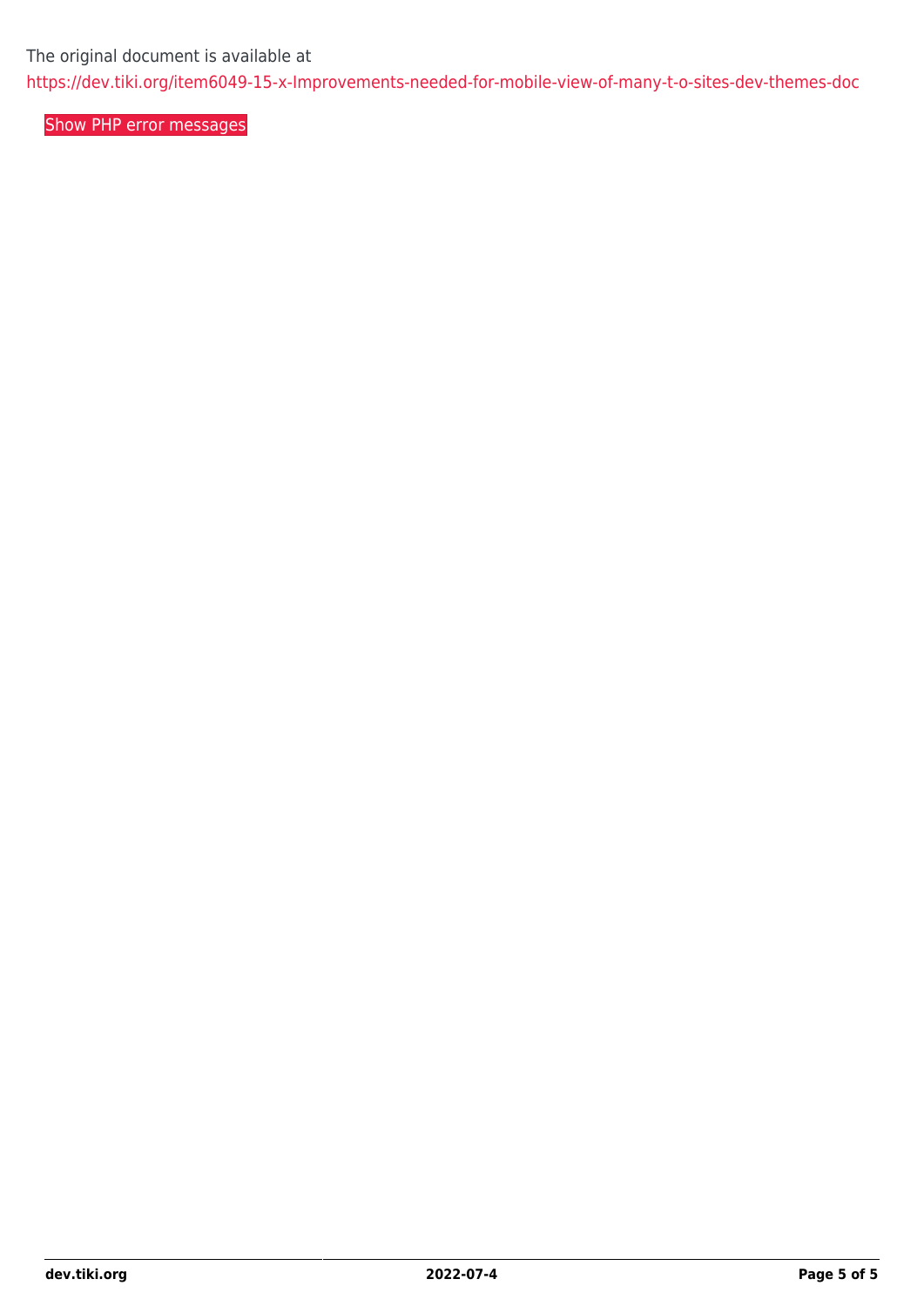The original document is available at
https://dev.tiki.org/item6049-15-x-Improvements-needed-for-mobile-view-of-many-t-o-sites-dev-themes-doc

Show PHP error messages